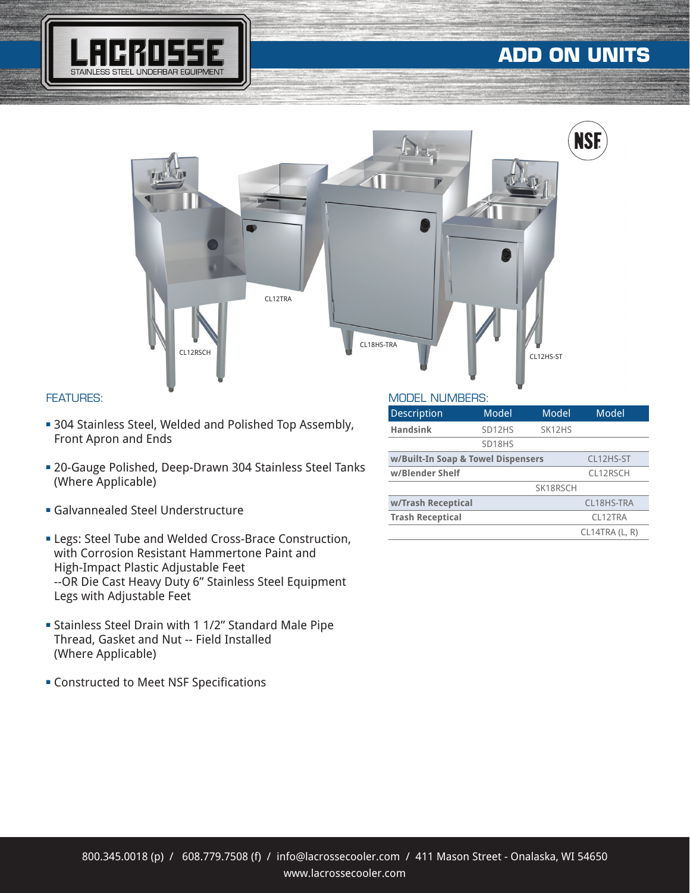# LACROSSE

STAINLESS STEEL UNDERBAR EQUIPMENT

## ADD ON UNITS

NSF

CL12TRA

CL12RSCH

CL18HS-TRA

CL12HS-ST

### FEATURES:

- 304 Stainless Steel, Welded and Polished Top Assembly, Front Apron and Ends
- 20-Gauge Polished, Deep-Drawn 304 Stainless Steel Tanks (Where Applicable)
- Galvannealed Steel Understructure
- Legs: Steel Tube and Welded Cross-Brace Construction, with Corrosion Resistant Hammertone Paint and High-Impact Plastic Adjustable Feet
  --OR Die Cast Heavy Duty 6" Stainless Steel Equipment Legs with Adjustable Feet
- Stainless Steel Drain with 1 1/2" Standard Male Pipe Thread, Gasket and Nut -- Field Installed (Where Applicable)
- Constructed to Meet NSF Specifications

### MODEL NUMBERS:

| Description | Model | Model | Model |
|---|---|---|---|
| **Handsink** | SD12HS | SK12HS | |
| | SD18HS | | |
| **w/Built-In Soap & Towel Dispensers** | | | CL12HS-ST |
| **w/Blender Shelf** | | | CL12RSCH |
| | | SK18RSCH | |
| **w/Trash Receptical** | | | CL18HS-TRA |
| **Trash Receptical** | | | CL12TRA |
| | | | CL14TRA (L, R) |

800.345.0018 (p) / 608.779.7508 (f) / info@lacrossecooler.com / 411 Mason Street - Onalaska, WI 54650
www.lacrossecooler.com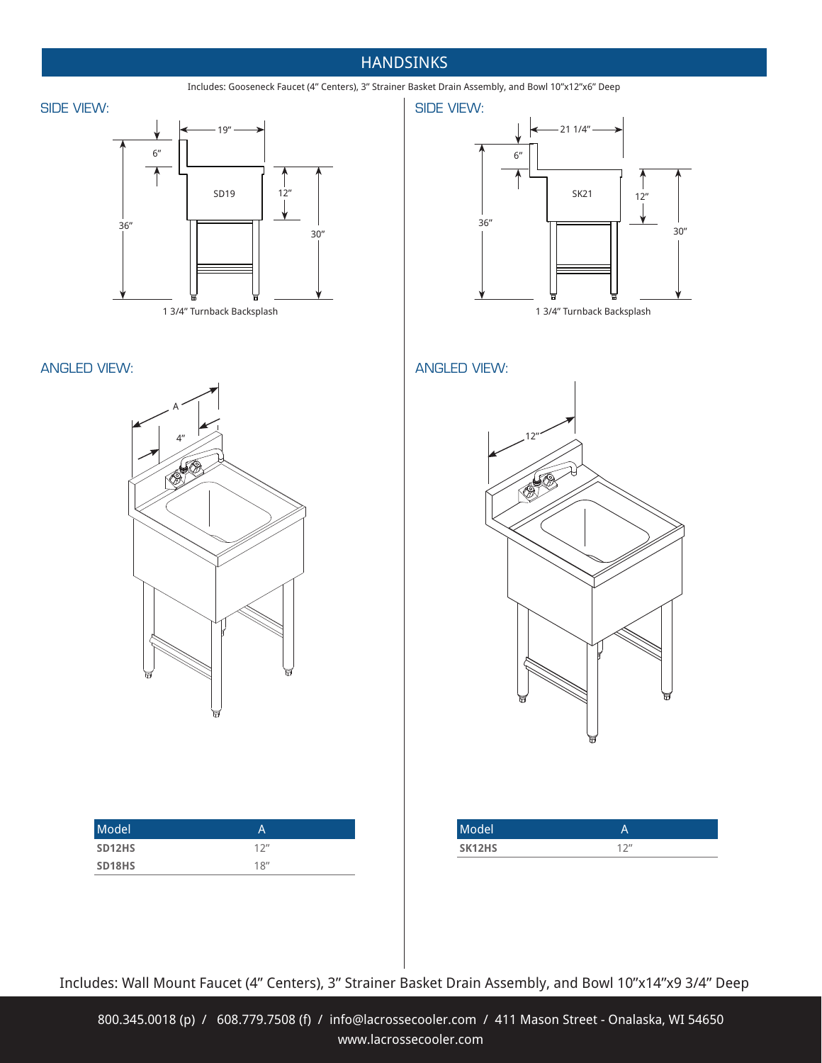# HANDSINKS

Includes: Gooseneck Faucet (4" Centers), 3" Strainer Basket Drain Assembly, and Bowl 10"x12"x6" Deep

## SIDE VIEW:

19"

6"

SD19

12"

36"

30"

1 3/4" Turnback Backsplash

## ANGLED VIEW:

A

4"

| Model | A |
|---|---|
| **SD12HS** | 12" |
| **SD18HS** | 18" |

## SIDE VIEW:

21 1/4"

6"

SK21

12"

36"

30"

1 3/4" Turnback Backsplash

## ANGLED VIEW:

12"

| Model | A |
|---|---|
| **SK12HS** | 12" |

Includes: Wall Mount Faucet (4" Centers), 3" Strainer Basket Drain Assembly, and Bowl 10"x14"x9 3/4" Deep

800.345.0018 (p) / 608.779.7508 (f) / info@lacrossecooler.com / 411 Mason Street - Onalaska, WI 54650
www.lacrossecooler.com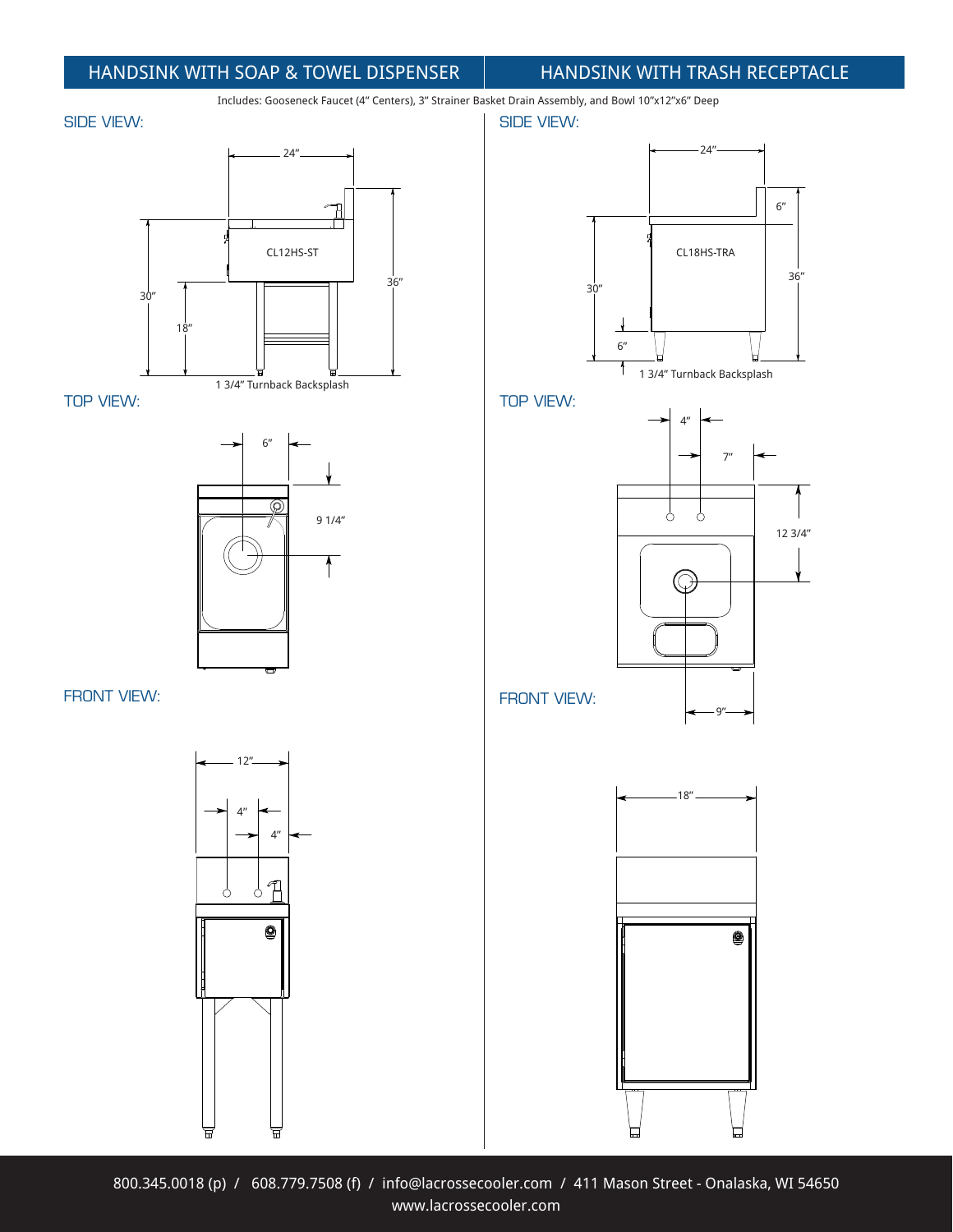## HANDSINK WITH SOAP & TOWEL DISPENSER

## HANDSINK WITH TRASH RECEPTACLE

Includes: Gooseneck Faucet (4" Centers), 3" Strainer Basket Drain Assembly, and Bowl 10"x12"x6" Deep

### SIDE VIEW:

24"

CL12HS-ST

30"

18"

36"

1 3/4" Turnback Backsplash

### TOP VIEW:

6"

9 1/4"

### FRONT VIEW:

12"

4"

4"

### SIDE VIEW:

24"

6"

CL18HS-TRA

30"

36"

6"

1 3/4" Turnback Backsplash

### TOP VIEW:

4"

7"

12 3/4"

9"

### FRONT VIEW:

18"

800.345.0018 (p) / 608.779.7508 (f) / info@lacrossecooler.com / 411 Mason Street - Onalaska, WI 54650
www.lacrossecooler.com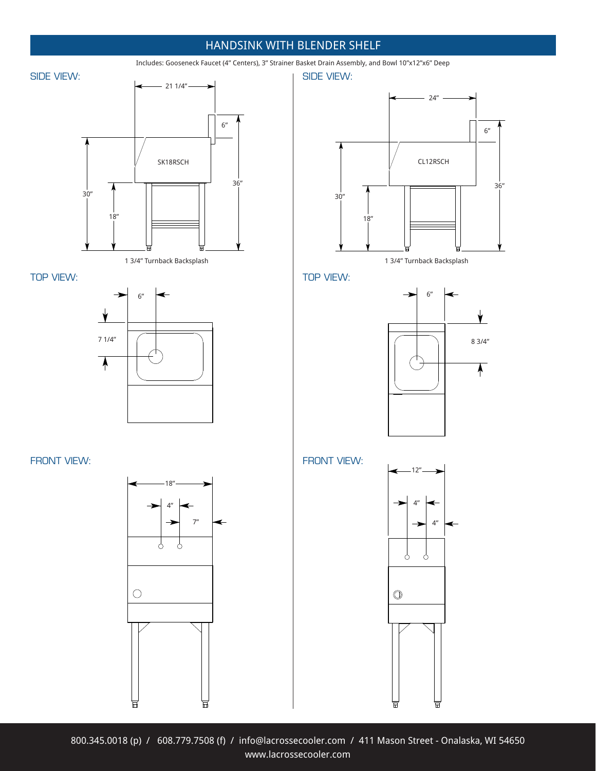# HANDSINK WITH BLENDER SHELF

Includes: Gooseneck Faucet (4" Centers), 3" Strainer Basket Drain Assembly, and Bowl 10"x12"x6" Deep

## SIDE VIEW:

21 1/4"

6"

SK18RSCH

30"

18"

36"

1 3/4" Turnback Backsplash

## TOP VIEW:

6"

7 1/4"

## FRONT VIEW:

18"

4"

7"

## SIDE VIEW:

24"

6"

CL12RSCH

30"

18"

36"

1 3/4" Turnback Backsplash

## TOP VIEW:

6"

8 3/4"

## FRONT VIEW:

12"

4"

4"

800.345.0018 (p) / 608.779.7508 (f) / info@lacrossecooler.com / 411 Mason Street - Onalaska, WI 54650
www.lacrossecooler.com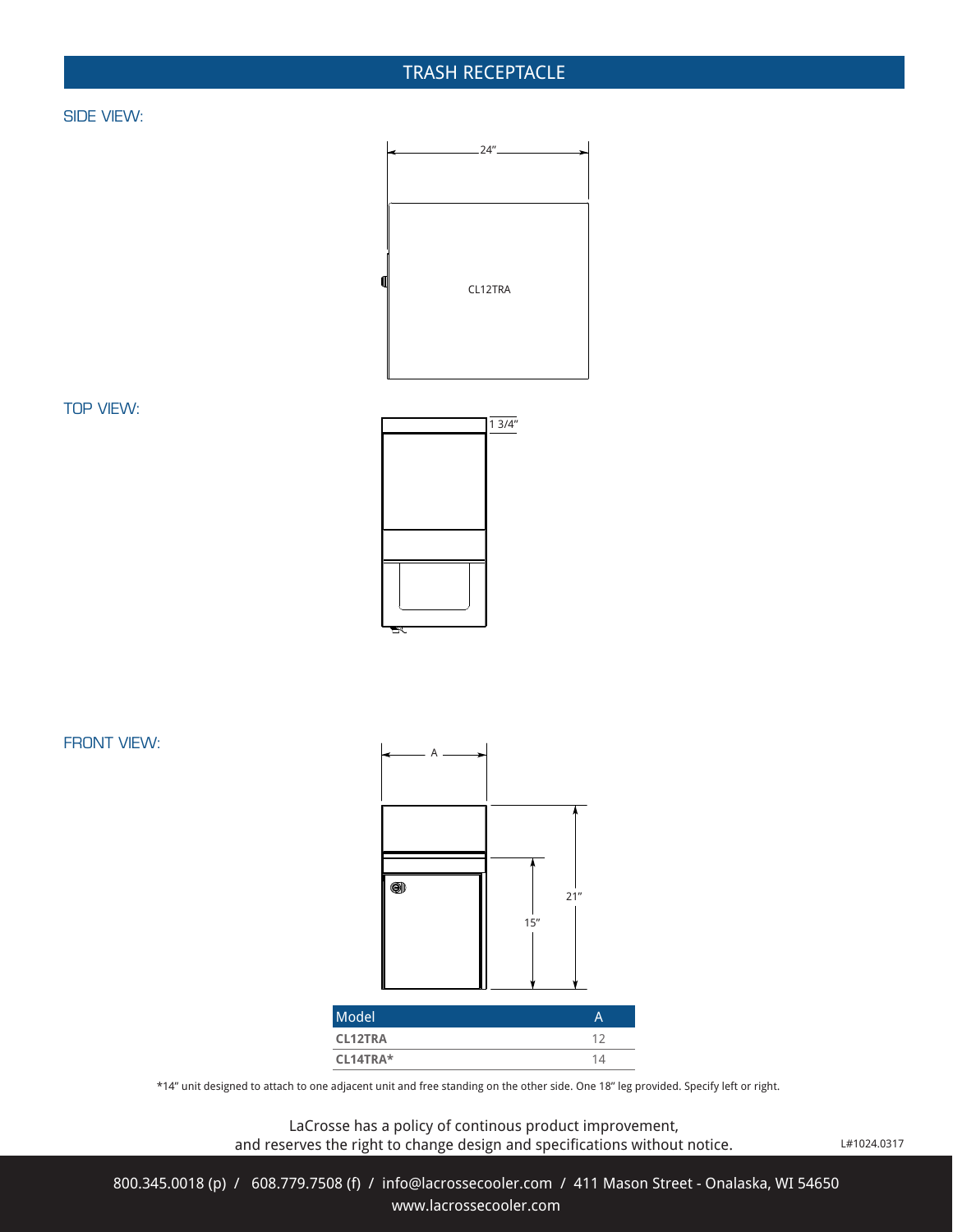# TRASH RECEPTACLE

## SIDE VIEW:

24"

CL12TRA

## TOP VIEW:

1 3/4"

## FRONT VIEW:

A

21"

15"

| Model | A |
|---|---|
| **CL12TRA** | 12 |
| **CL14TRA*** | 14 |

*14" unit designed to attach to one adjacent unit and free standing on the other side. One 18" leg provided. Specify left or right.

LaCrosse has a policy of continous product improvement,
and reserves the right to change design and specifications without notice.

L#1024.0317

800.345.0018 (p) / 608.779.7508 (f) / info@lacrossecooler.com / 411 Mason Street - Onalaska, WI 54650
www.lacrossecooler.com